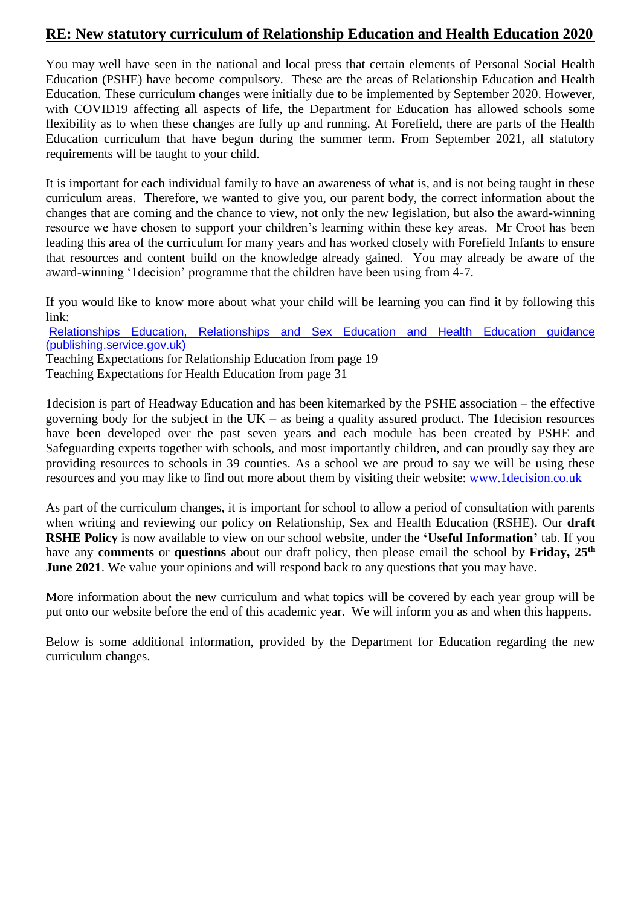## **RE: New statutory curriculum of Relationship Education and Health Education 2020**

You may well have seen in the national and local press that certain elements of Personal Social Health Education (PSHE) have become compulsory. These are the areas of Relationship Education and Health Education. These curriculum changes were initially due to be implemented by September 2020. However, with COVID19 affecting all aspects of life, the Department for Education has allowed schools some flexibility as to when these changes are fully up and running. At Forefield, there are parts of the Health Education curriculum that have begun during the summer term. From September 2021, all statutory requirements will be taught to your child.

It is important for each individual family to have an awareness of what is, and is not being taught in these curriculum areas. Therefore, we wanted to give you, our parent body, the correct information about the changes that are coming and the chance to view, not only the new legislation, but also the award-winning resource we have chosen to support your children's learning within these key areas. Mr Croot has been leading this area of the curriculum for many years and has worked closely with Forefield Infants to ensure that resources and content build on the knowledge already gained. You may already be aware of the award-winning '1decision' programme that the children have been using from 4-7.

If you would like to know more about what your child will be learning you can find it by following this link:
Relationships Education, Relationships and Sex Education and Health Education guidance (publishing.service.gov.uk)
Teaching Expectations for Relationship Education from page 19
Teaching Expectations for Health Education from page 31

1decision is part of Headway Education and has been kitemarked by the PSHE association – the effective governing body for the subject in the UK – as being a quality assured product. The 1decision resources have been developed over the past seven years and each module has been created by PSHE and Safeguarding experts together with schools, and most importantly children, and can proudly say they are providing resources to schools in 39 counties. As a school we are proud to say we will be using these resources and you may like to find out more about them by visiting their website: www.1decision.co.uk

As part of the curriculum changes, it is important for school to allow a period of consultation with parents when writing and reviewing our policy on Relationship, Sex and Health Education (RSHE). Our **draft RSHE Policy** is now available to view on our school website, under the **'Useful Information'** tab. If you have any **comments** or **questions** about our draft policy, then please email the school by **Friday, 25th June 2021**. We value your opinions and will respond back to any questions that you may have.

More information about the new curriculum and what topics will be covered by each year group will be put onto our website before the end of this academic year. We will inform you as and when this happens.

Below is some additional information, provided by the Department for Education regarding the new curriculum changes.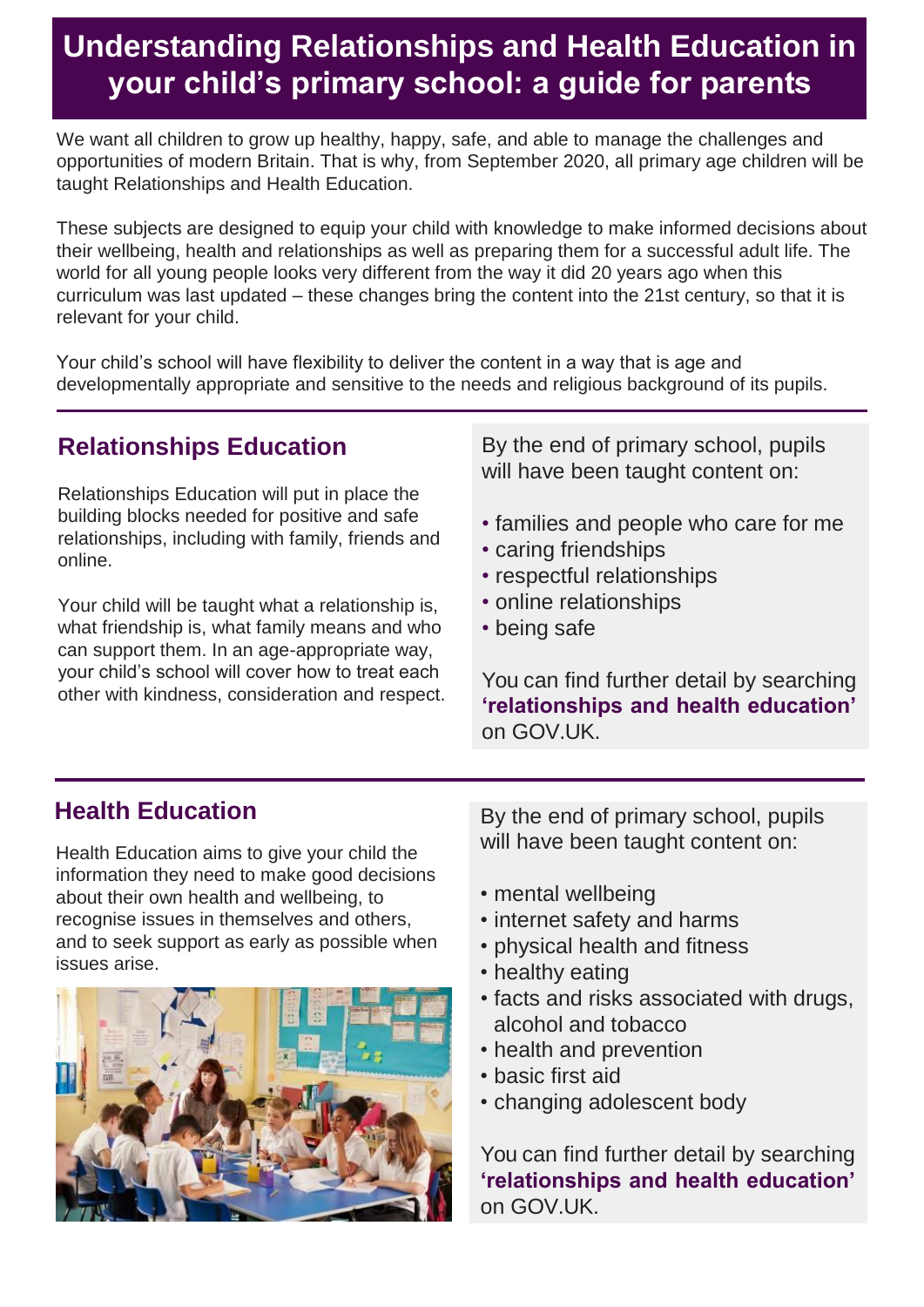# Understanding Relationships and Health Education in your child's primary school: a guide for parents

We want all children to grow up healthy, happy, safe, and able to manage the challenges and opportunities of modern Britain. That is why, from September 2020, all primary age children will be taught Relationships and Health Education.

These subjects are designed to equip your child with knowledge to make informed decisions about their wellbeing, health and relationships as well as preparing them for a successful adult life. The world for all young people looks very different from the way it did 20 years ago when this curriculum was last updated – these changes bring the content into the 21st century, so that it is relevant for your child.

Your child's school will have flexibility to deliver the content in a way that is age and developmentally appropriate and sensitive to the needs and religious background of its pupils.

## Relationships Education

Relationships Education will put in place the building blocks needed for positive and safe relationships, including with family, friends and online.

Your child will be taught what a relationship is, what friendship is, what family means and who can support them. In an age-appropriate way, your child's school will cover how to treat each other with kindness, consideration and respect.

By the end of primary school, pupils will have been taught content on:

- families and people who care for me
- caring friendships
- respectful relationships
- online relationships
- being safe

You can find further detail by searching **'relationships and health education'** on GOV.UK.

## Health Education

Health Education aims to give your child the information they need to make good decisions about their own health and wellbeing, to recognise issues in themselves and others, and to seek support as early as possible when issues arise.

By the end of primary school, pupils will have been taught content on:

- mental wellbeing
- internet safety and harms
- physical health and fitness
- healthy eating
- facts and risks associated with drugs, alcohol and tobacco
- health and prevention
- basic first aid
- changing adolescent body

You can find further detail by searching **'relationships and health education'** on GOV.UK.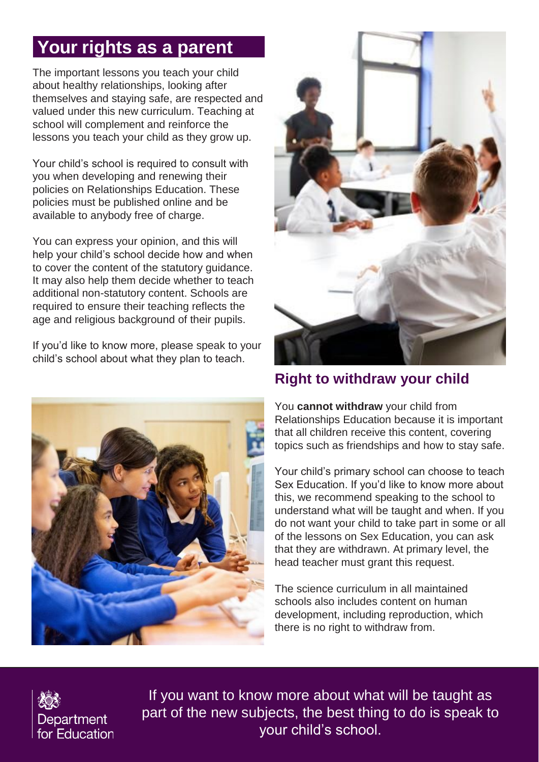## Your rights as a parent

The important lessons you teach your child about healthy relationships, looking after themselves and staying safe, are respected and valued under this new curriculum. Teaching at school will complement and reinforce the lessons you teach your child as they grow up.

Your child's school is required to consult with you when developing and renewing their policies on Relationships Education. These policies must be published online and be available to anybody free of charge.

You can express your opinion, and this will help your child's school decide how and when to cover the content of the statutory guidance. It may also help them decide whether to teach additional non-statutory content. Schools are required to ensure their teaching reflects the age and religious background of their pupils.

If you'd like to know more, please speak to your child's school about what they plan to teach.

### Right to withdraw your child

You **cannot withdraw** your child from Relationships Education because it is important that all children receive this content, covering topics such as friendships and how to stay safe.

Your child's primary school can choose to teach Sex Education. If you'd like to know more about this, we recommend speaking to the school to understand what will be taught and when. If you do not want your child to take part in some or all of the lessons on Sex Education, you can ask that they are withdrawn. At primary level, the head teacher must grant this request.

The science curriculum in all maintained schools also includes content on human development, including reproduction, which there is no right to withdraw from.

Department for Education

If you want to know more about what will be taught as part of the new subjects, the best thing to do is speak to your child's school.